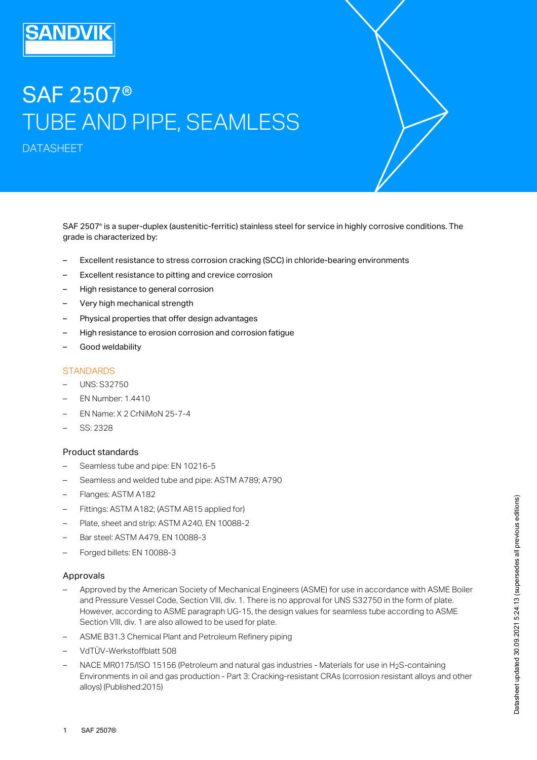# SAF 2507®
# TUBE AND PIPE, SEAMLESS

DATASHEET

SAF 2507® is a super-duplex (austenitic-ferritic) stainless steel for service in highly corrosive conditions. The grade is characterized by:

- Excellent resistance to stress corrosion cracking (SCC) in chloride-bearing environments
- Excellent resistance to pitting and crevice corrosion
- High resistance to general corrosion
- Very high mechanical strength
- Physical properties that offer design advantages
- High resistance to erosion corrosion and corrosion fatigue
- Good weldability

## STANDARDS

- UNS: S32750
- EN Number: 1.4410
- EN Name: X 2 CrNiMoN 25-7-4
- SS: 2328

### Product standards

- Seamless tube and pipe: EN 10216-5
- Seamless and welded tube and pipe: ASTM A789; A790
- Flanges: ASTM A182
- Fittings: ASTM A182; (ASTM A815 applied for)
- Plate, sheet and strip: ASTM A240, EN 10088-2
- Bar steel: ASTM A479, EN 10088-3
- Forged billets: EN 10088-3

### Approvals

- Approved by the American Society of Mechanical Engineers (ASME) for use in accordance with ASME Boiler and Pressure Vessel Code, Section VIII, div. 1. There is no approval for UNS S32750 in the form of plate. However, according to ASME paragraph UG-15, the design values for seamless tube according to ASME Section VIII, div. 1 are also allowed to be used for plate.
- ASME B31.3 Chemical Plant and Petroleum Refinery piping
- VdTÜV-Werkstoffblatt 508
- NACE MR0175/ISO 15156 (Petroleum and natural gas industries - Materials for use in $H_2S$-containing Environments in oil and gas production - Part 3: Cracking-resistant CRAs (corrosion resistant alloys and other alloys) (Published:2015)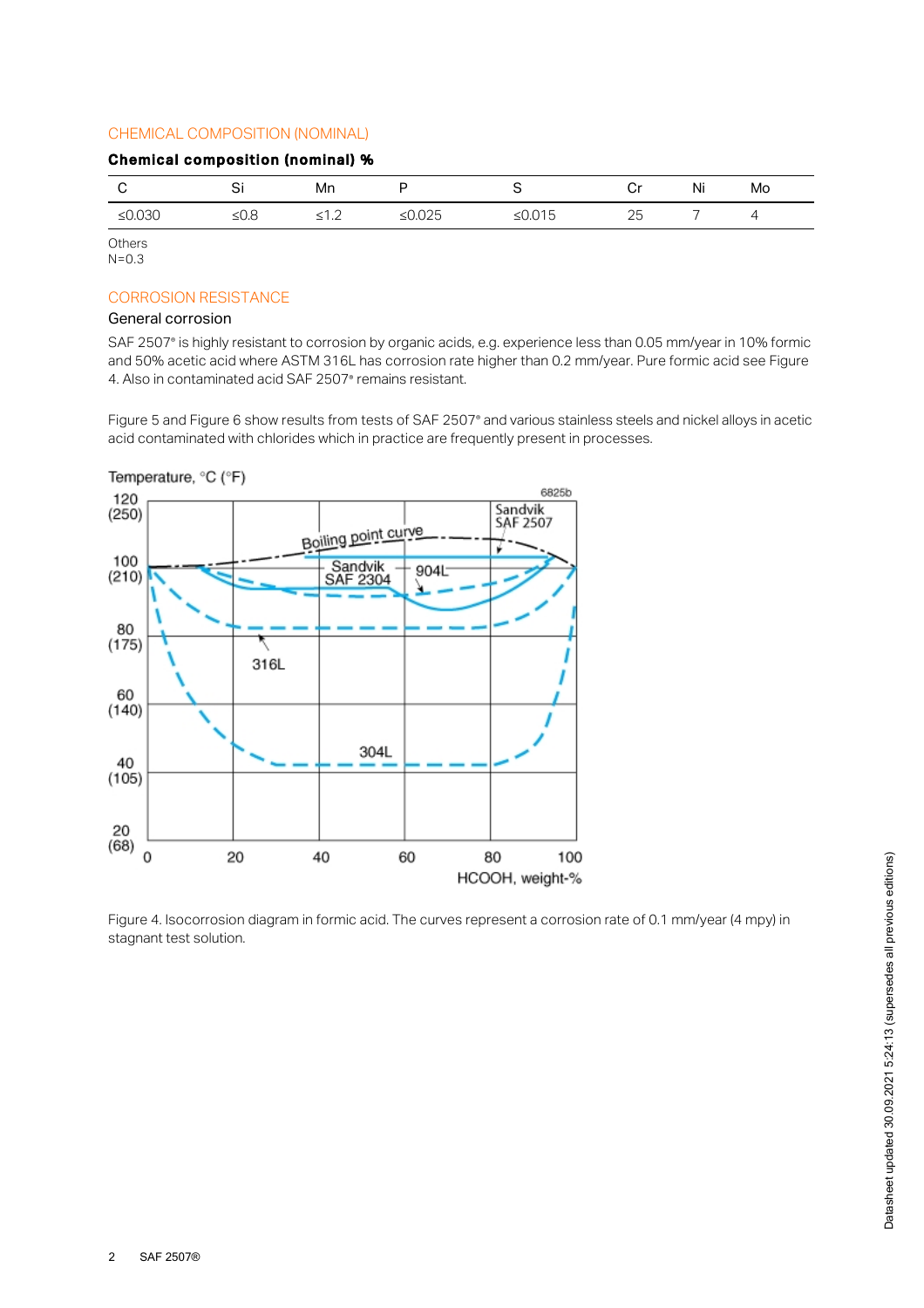## CHEMICAL COMPOSITION (NOMINAL)

**Chemical composition (nominal) %**

| C | Si | Mn | P | S | Cr | Ni | Mo |
|---|---|---|---|---|---|---|---|
| ≤0.030 | ≤0.8 | ≤1.2 | ≤0.025 | ≤0.015 | 25 | 7 | 4 |

Others
N=0.3

## CORROSION RESISTANCE

### General corrosion

SAF 2507® is highly resistant to corrosion by organic acids, e.g. experience less than 0.05 mm/year in 10% formic and 50% acetic acid where ASTM 316L has corrosion rate higher than 0.2 mm/year. Pure formic acid see Figure 4. Also in contaminated acid SAF 2507® remains resistant.

Figure 5 and Figure 6 show results from tests of SAF 2507® and various stainless steels and nickel alloys in acetic acid contaminated with chlorides which in practice are frequently present in processes.

Figure 4. Isocorrosion diagram in formic acid. The curves represent a corrosion rate of 0.1 mm/year (4 mpy) in stagnant test solution.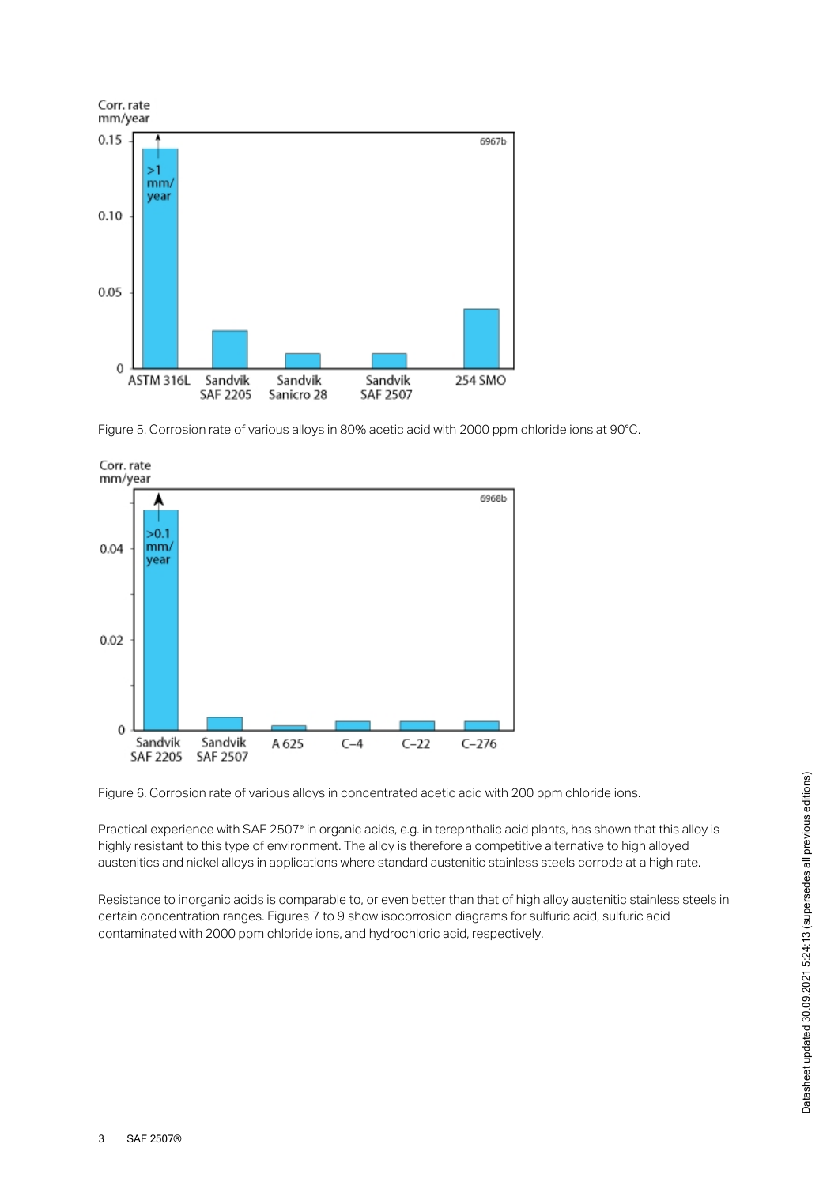Figure 5. Corrosion rate of various alloys in 80% acetic acid with 2000 ppm chloride ions at 90°C.

Figure 6. Corrosion rate of various alloys in concentrated acetic acid with 200 ppm chloride ions.

Practical experience with SAF 2507® in organic acids, e.g. in terephthalic acid plants, has shown that this alloy is highly resistant to this type of environment. The alloy is therefore a competitive alternative to high alloyed austenitics and nickel alloys in applications where standard austenitic stainless steels corrode at a high rate.

Resistance to inorganic acids is comparable to, or even better than that of high alloy austenitic stainless steels in certain concentration ranges. Figures 7 to 9 show isocorrosion diagrams for sulfuric acid, sulfuric acid contaminated with 2000 ppm chloride ions, and hydrochloric acid, respectively.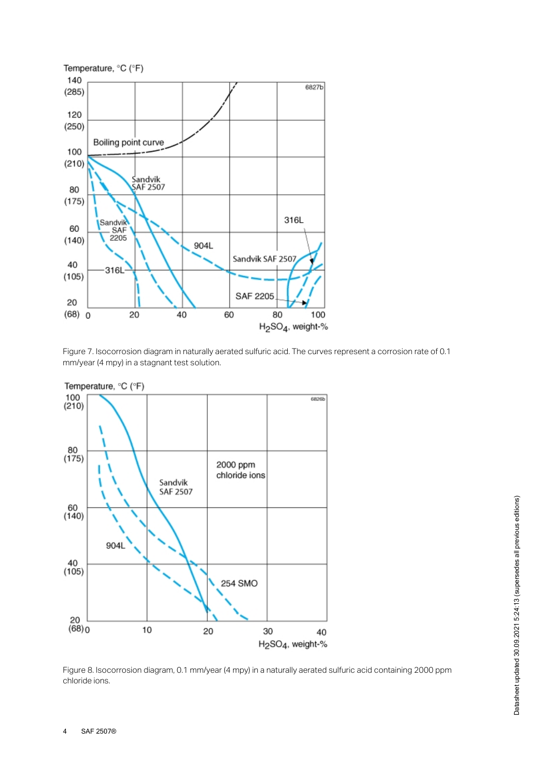Figure 7. Isocorrosion diagram in naturally aerated sulfuric acid. The curves represent a corrosion rate of 0.1 mm/year (4 mpy) in a stagnant test solution.

Figure 8. Isocorrosion diagram, 0.1 mm/year (4 mpy) in a naturally aerated sulfuric acid containing 2000 ppm chloride ions.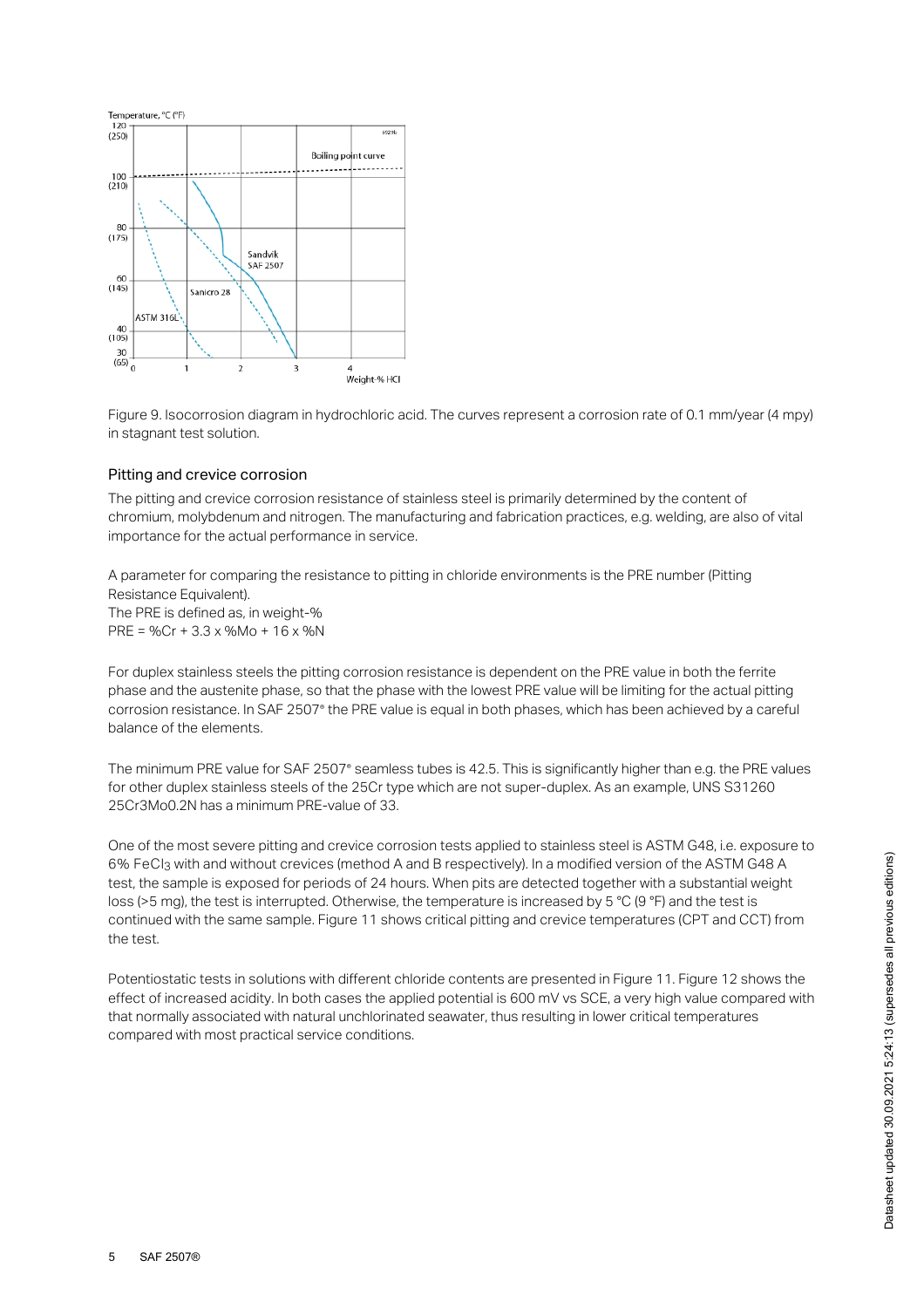Figure 9. Isocorrosion diagram in hydrochloric acid. The curves represent a corrosion rate of 0.1 mm/year (4 mpy) in stagnant test solution.

### Pitting and crevice corrosion

The pitting and crevice corrosion resistance of stainless steel is primarily determined by the content of chromium, molybdenum and nitrogen. The manufacturing and fabrication practices, e.g. welding, are also of vital importance for the actual performance in service.

A parameter for comparing the resistance to pitting in chloride environments is the PRE number (Pitting Resistance Equivalent).
The PRE is defined as, in weight-%
PRE = %Cr + 3.3 x %Mo + 16 x %N

For duplex stainless steels the pitting corrosion resistance is dependent on the PRE value in both the ferrite phase and the austenite phase, so that the phase with the lowest PRE value will be limiting for the actual pitting corrosion resistance. In SAF 2507® the PRE value is equal in both phases, which has been achieved by a careful balance of the elements.

The minimum PRE value for SAF 2507® seamless tubes is 42.5. This is significantly higher than e.g. the PRE values for other duplex stainless steels of the 25Cr type which are not super-duplex. As an example, UNS S31260 25Cr3Mo0.2N has a minimum PRE-value of 33.

One of the most severe pitting and crevice corrosion tests applied to stainless steel is ASTM G48, i.e. exposure to 6% $FeCl_3$ with and without crevices (method A and B respectively). In a modified version of the ASTM G48 A test, the sample is exposed for periods of 24 hours. When pits are detected together with a substantial weight loss (>5 mg), the test is interrupted. Otherwise, the temperature is increased by 5 °C (9 °F) and the test is continued with the same sample. Figure 11 shows critical pitting and crevice temperatures (CPT and CCT) from the test.

Potentiostatic tests in solutions with different chloride contents are presented in Figure 11. Figure 12 shows the effect of increased acidity. In both cases the applied potential is 600 mV vs SCE, a very high value compared with that normally associated with natural unchlorinated seawater, thus resulting in lower critical temperatures compared with most practical service conditions.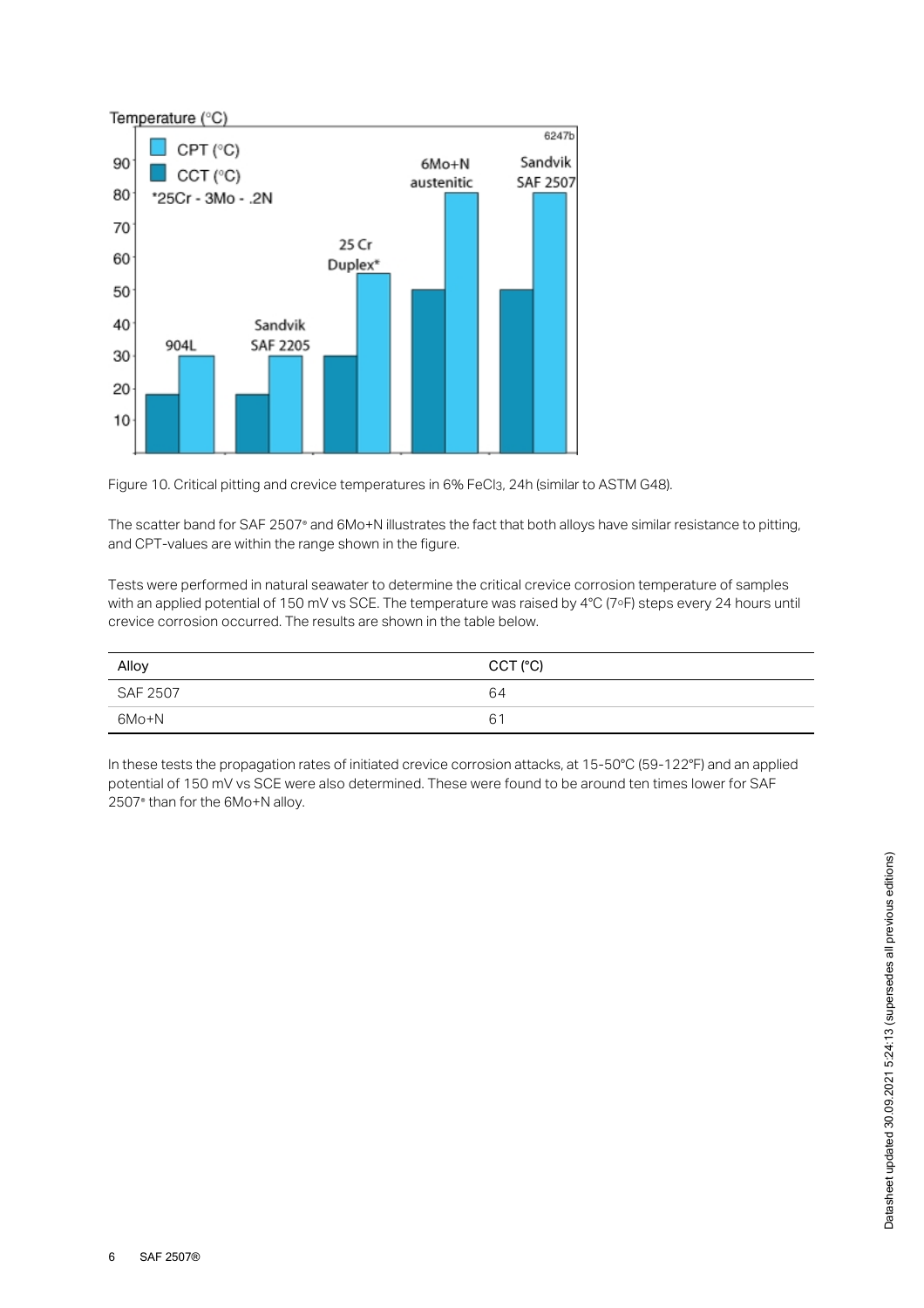Figure 10. Critical pitting and crevice temperatures in 6% $FeCl_3$, 24h (similar to ASTM G48).

The scatter band for SAF 2507® and 6Mo+N illustrates the fact that both alloys have similar resistance to pitting, and CPT-values are within the range shown in the figure.

Tests were performed in natural seawater to determine the critical crevice corrosion temperature of samples with an applied potential of 150 mV vs SCE. The temperature was raised by 4°C (7°F) steps every 24 hours until crevice corrosion occurred. The results are shown in the table below.

| Alloy | CCT (°C) |
|---|---|
| SAF 2507 | 64 |
| 6Mo+N | 61 |

In these tests the propagation rates of initiated crevice corrosion attacks, at 15-50°C (59-122°F) and an applied potential of 150 mV vs SCE were also determined. These were found to be around ten times lower for SAF 2507® than for the 6Mo+N alloy.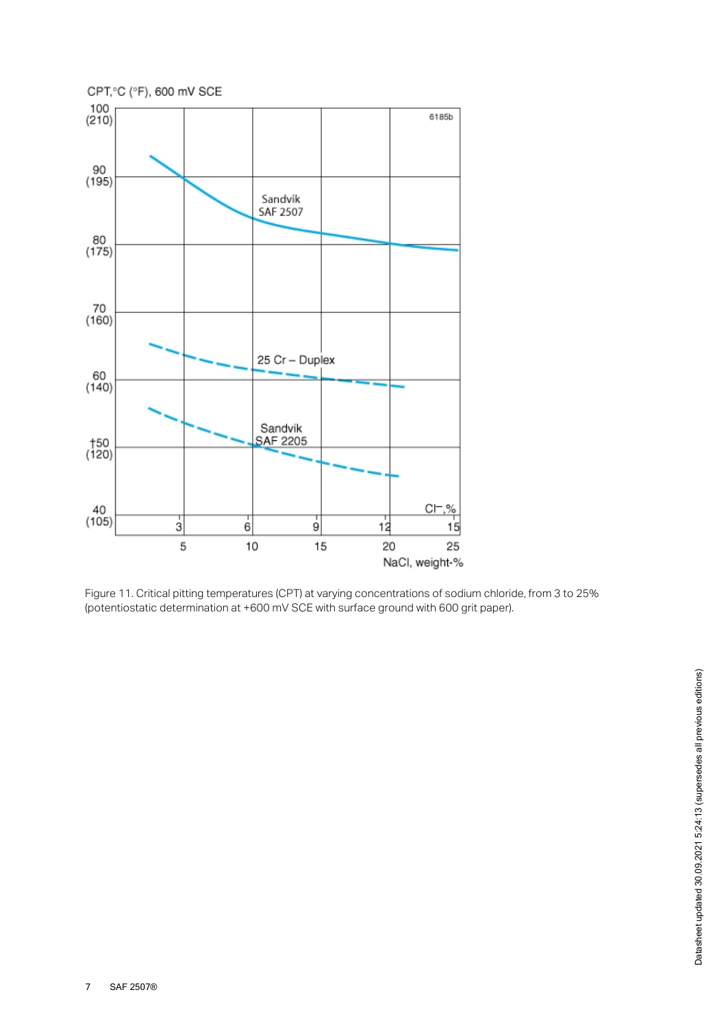Figure 11. Critical pitting temperatures (CPT) at varying concentrations of sodium chloride, from 3 to 25% (potentiostatic determination at +600 mV SCE with surface ground with 600 grit paper).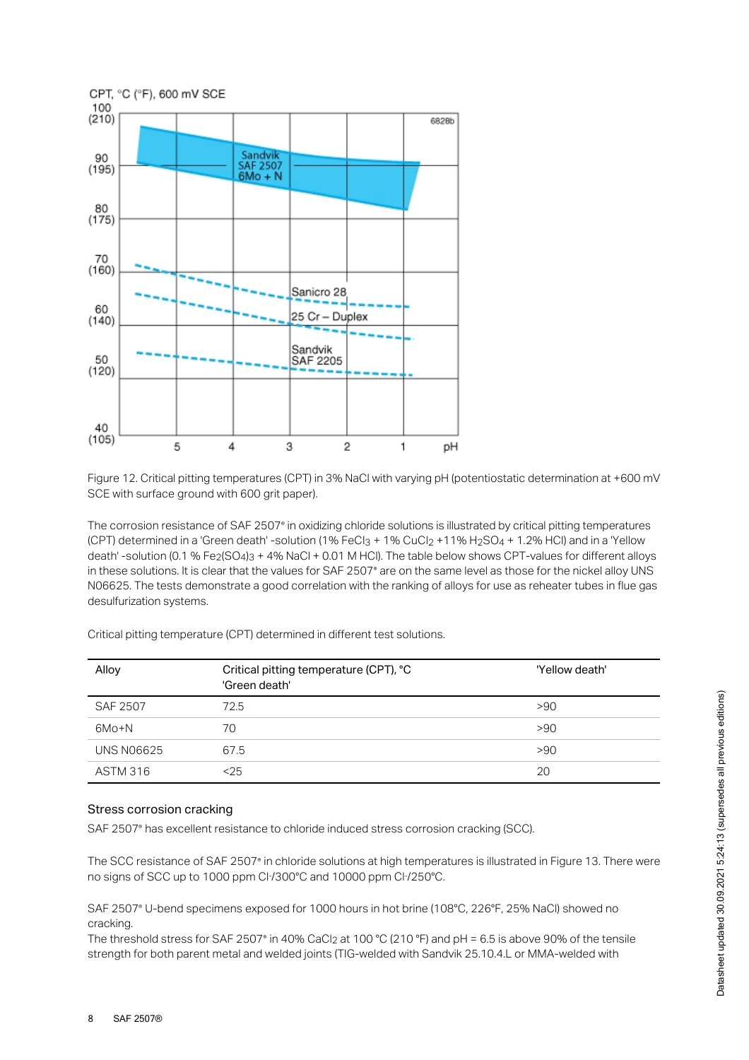Figure 12. Critical pitting temperatures (CPT) in 3% NaCl with varying pH (potentiostatic determination at +600 mV SCE with surface ground with 600 grit paper).

The corrosion resistance of SAF 2507® in oxidizing chloride solutions is illustrated by critical pitting temperatures (CPT) determined in a 'Green death' -solution (1% $FeCl_3$ + 1% $CuCl_2$ +11% $H_2SO_4$ + 1.2% HCl) and in a 'Yellow death' -solution (0.1 % $Fe_2(SO_4)_3$ + 4% NaCl + 0.01 M HCl). The table below shows CPT-values for different alloys in these solutions. It is clear that the values for SAF 2507® are on the same level as those for the nickel alloy UNS N06625. The tests demonstrate a good correlation with the ranking of alloys for use as reheater tubes in flue gas desulfurization systems.

Critical pitting temperature (CPT) determined in different test solutions.

| Alloy | Critical pitting temperature (CPT), °C 'Green death' | 'Yellow death' |
|---|---|---|
| SAF 2507 | 72.5 | >90 |
| 6Mo+N | 70 | >90 |
| UNS N06625 | 67.5 | >90 |
| ASTM 316 | <25 | 20 |

### Stress corrosion cracking

SAF 2507® has excellent resistance to chloride induced stress corrosion cracking (SCC).

The SCC resistance of SAF 2507® in chloride solutions at high temperatures is illustrated in Figure 13. There were no signs of SCC up to 1000 ppm Cl-/300°C and 10000 ppm Cl-/250°C.

SAF 2507® U-bend specimens exposed for 1000 hours in hot brine (108°C, 226°F, 25% NaCl) showed no cracking.
The threshold stress for SAF 2507® in 40% $CaCl_2$ at 100 °C (210 °F) and pH = 6.5 is above 90% of the tensile strength for both parent metal and welded joints (TIG-welded with Sandvik 25.10.4.L or MMA-welded with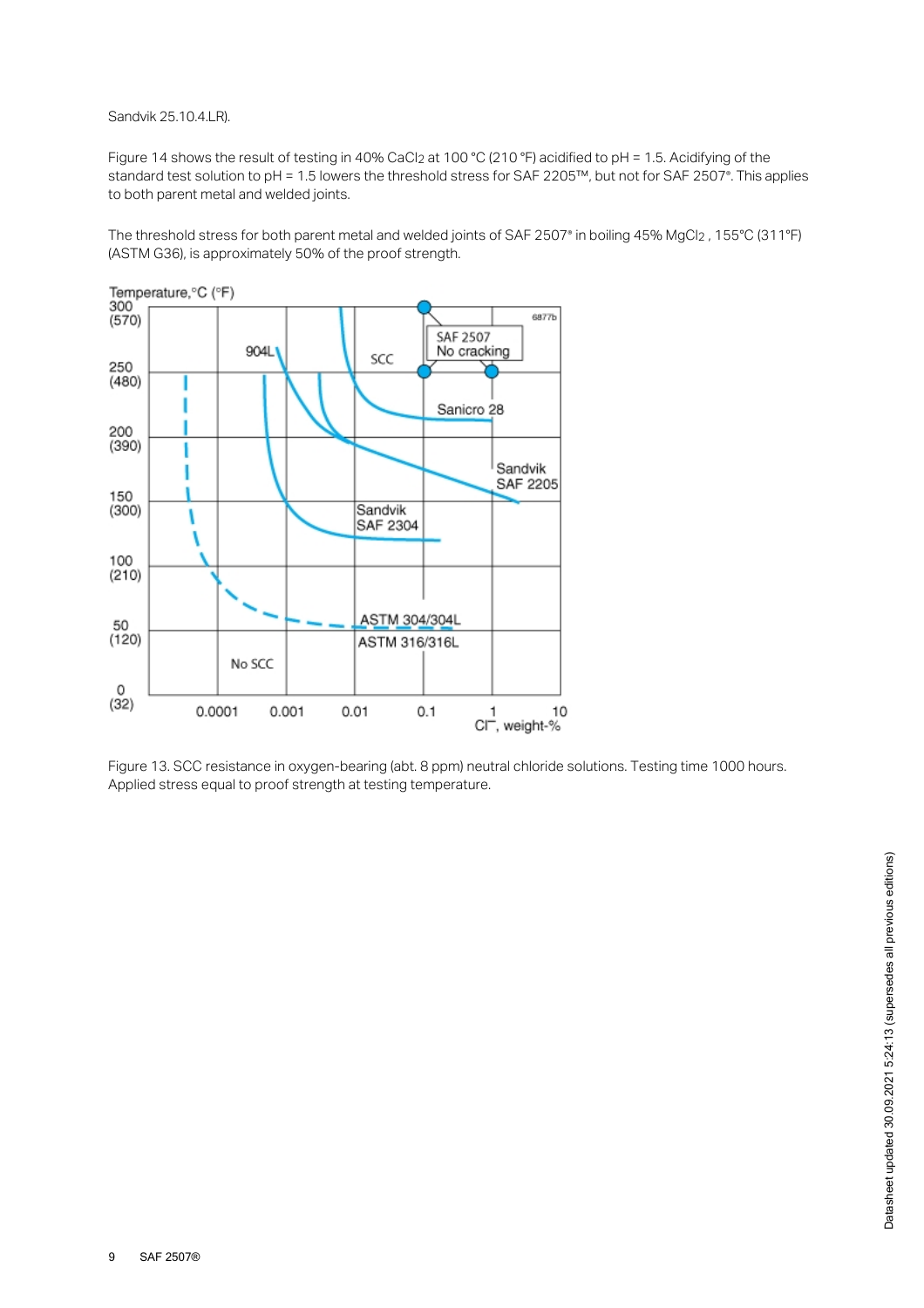Sandvik 25.10.4.LR).

Figure 14 shows the result of testing in 40% $CaCl_2$ at 100 °C (210 °F) acidified to pH = 1.5. Acidifying of the standard test solution to pH = 1.5 lowers the threshold stress for SAF 2205™, but not for SAF 2507®. This applies to both parent metal and welded joints.

The threshold stress for both parent metal and welded joints of SAF 2507® in boiling 45% $MgCl_2$ , 155°C (311°F) (ASTM G36), is approximately 50% of the proof strength.

Figure 13. SCC resistance in oxygen-bearing (abt. 8 ppm) neutral chloride solutions. Testing time 1000 hours. Applied stress equal to proof strength at testing temperature.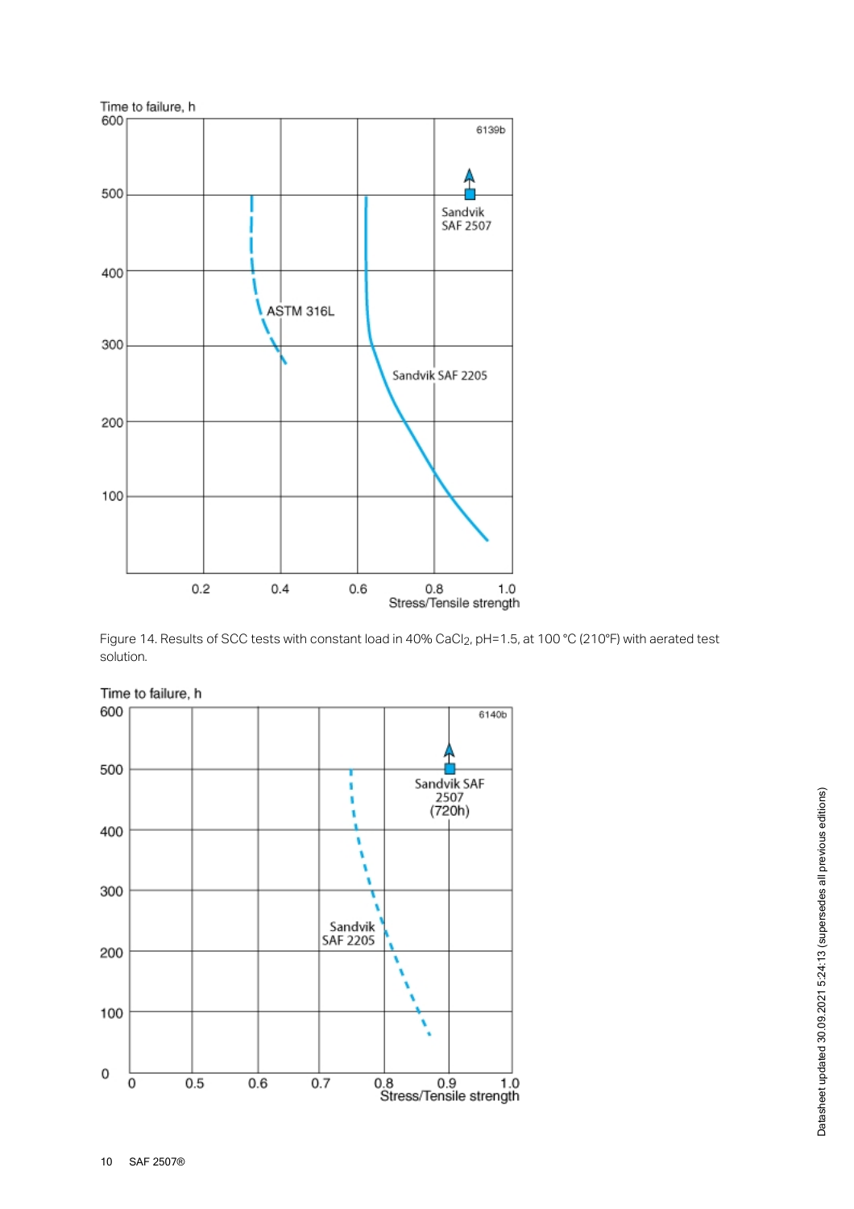Figure 14. Results of SCC tests with constant load in 40% $CaCl_2$, pH=1.5, at 100 °C (210°F) with aerated test solution.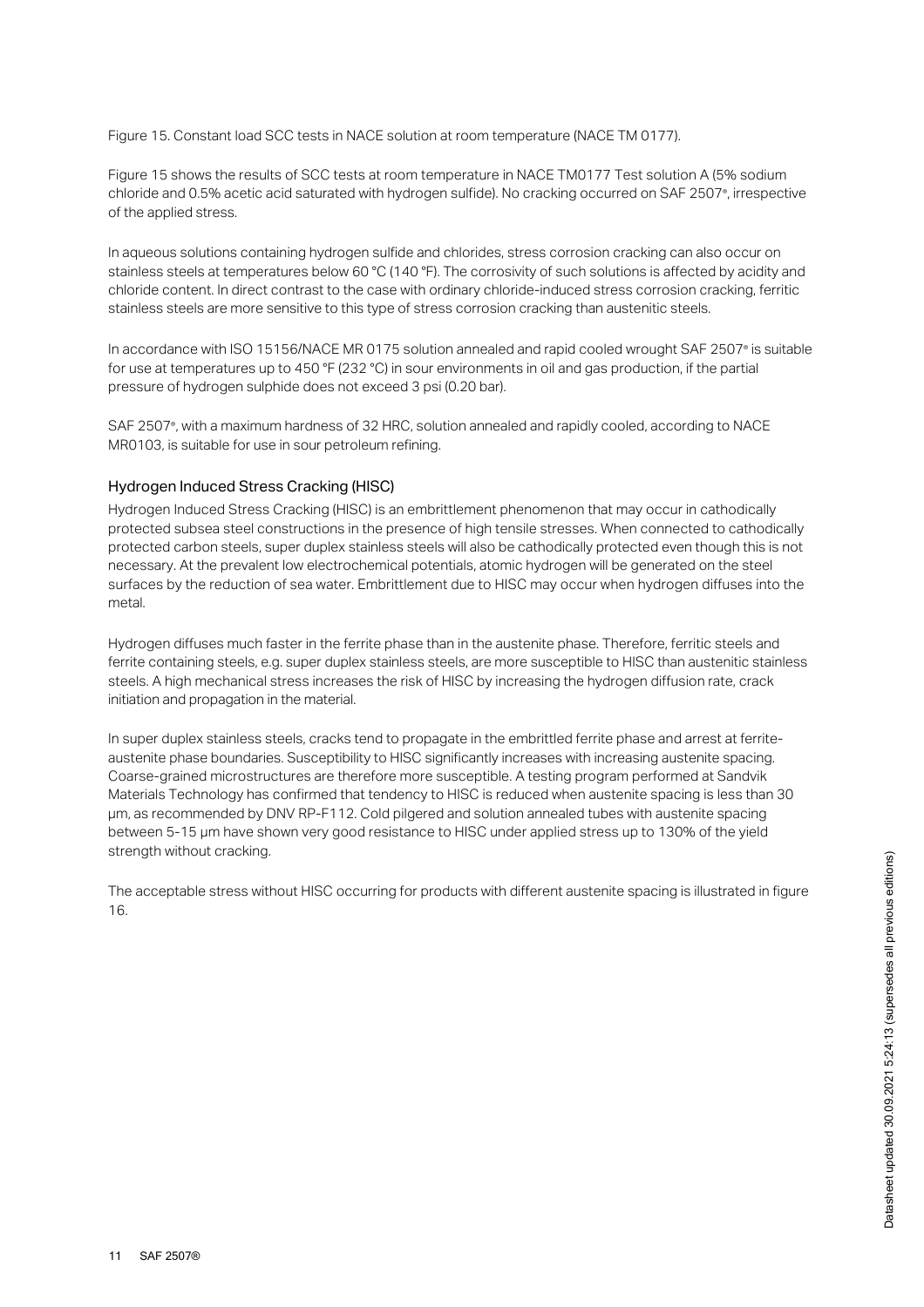Figure 15. Constant load SCC tests in NACE solution at room temperature (NACE TM 0177).

Figure 15 shows the results of SCC tests at room temperature in NACE TM0177 Test solution A (5% sodium chloride and 0.5% acetic acid saturated with hydrogen sulfide). No cracking occurred on SAF 2507®, irrespective of the applied stress.

In aqueous solutions containing hydrogen sulfide and chlorides, stress corrosion cracking can also occur on stainless steels at temperatures below 60 °C (140 °F). The corrosivity of such solutions is affected by acidity and chloride content. In direct contrast to the case with ordinary chloride-induced stress corrosion cracking, ferritic stainless steels are more sensitive to this type of stress corrosion cracking than austenitic steels.

In accordance with ISO 15156/NACE MR 0175 solution annealed and rapid cooled wrought SAF 2507® is suitable for use at temperatures up to 450 °F (232 °C) in sour environments in oil and gas production, if the partial pressure of hydrogen sulphide does not exceed 3 psi (0.20 bar).

SAF 2507®, with a maximum hardness of 32 HRC, solution annealed and rapidly cooled, according to NACE MR0103, is suitable for use in sour petroleum refining.

### Hydrogen Induced Stress Cracking (HISC)

Hydrogen Induced Stress Cracking (HISC) is an embrittlement phenomenon that may occur in cathodically protected subsea steel constructions in the presence of high tensile stresses. When connected to cathodically protected carbon steels, super duplex stainless steels will also be cathodically protected even though this is not necessary. At the prevalent low electrochemical potentials, atomic hydrogen will be generated on the steel surfaces by the reduction of sea water. Embrittlement due to HISC may occur when hydrogen diffuses into the metal.

Hydrogen diffuses much faster in the ferrite phase than in the austenite phase. Therefore, ferritic steels and ferrite containing steels, e.g. super duplex stainless steels, are more susceptible to HISC than austenitic stainless steels. A high mechanical stress increases the risk of HISC by increasing the hydrogen diffusion rate, crack initiation and propagation in the material.

In super duplex stainless steels, cracks tend to propagate in the embrittled ferrite phase and arrest at ferrite-austenite phase boundaries. Susceptibility to HISC significantly increases with increasing austenite spacing. Coarse-grained microstructures are therefore more susceptible. A testing program performed at Sandvik Materials Technology has confirmed that tendency to HISC is reduced when austenite spacing is less than 30 µm, as recommended by DNV RP-F112. Cold pilgered and solution annealed tubes with austenite spacing between 5-15 µm have shown very good resistance to HISC under applied stress up to 130% of the yield strength without cracking.

The acceptable stress without HISC occurring for products with different austenite spacing is illustrated in figure 16.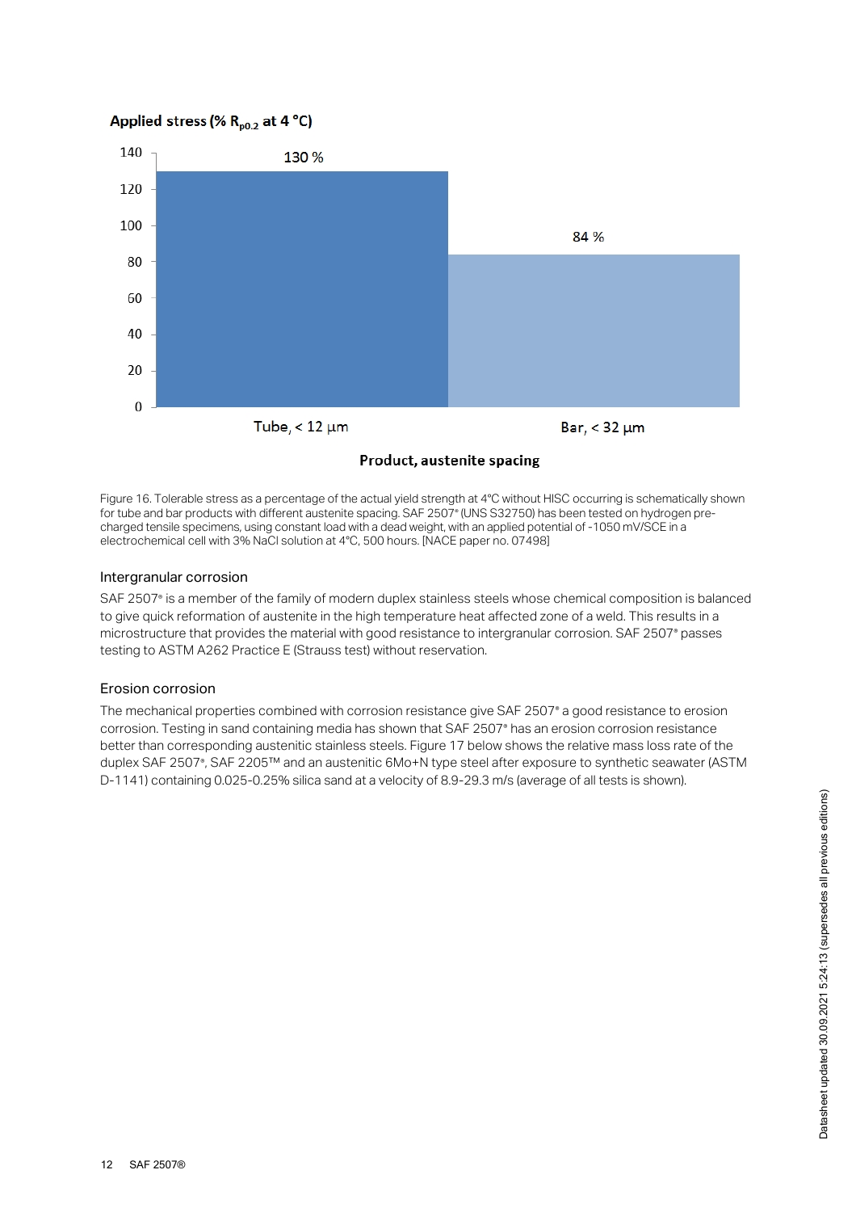Applied stress (% $R_{p0.2}$ at 4 °C)

| Product, austenite spacing | Applied stress (% $R_{p0.2}$ at 4 °C) |
| --- | --- |
| Tube, < 12 µm | 130 % |
| Bar, < 32 µm | 84 % |

Figure 16. Tolerable stress as a percentage of the actual yield strength at 4°C without HISC occurring is schematically shown for tube and bar products with different austenite spacing. SAF 2507® (UNS S32750) has been tested on hydrogen pre-charged tensile specimens, using constant load with a dead weight, with an applied potential of -1050 mV/SCE in a electrochemical cell with 3% NaCl solution at 4°C, 500 hours. [NACE paper no. 07498]

### Intergranular corrosion

SAF 2507® is a member of the family of modern duplex stainless steels whose chemical composition is balanced to give quick reformation of austenite in the high temperature heat affected zone of a weld. This results in a microstructure that provides the material with good resistance to intergranular corrosion. SAF 2507® passes testing to ASTM A262 Practice E (Strauss test) without reservation.

### Erosion corrosion

The mechanical properties combined with corrosion resistance give SAF 2507® a good resistance to erosion corrosion. Testing in sand containing media has shown that SAF 2507® has an erosion corrosion resistance better than corresponding austenitic stainless steels. Figure 17 below shows the relative mass loss rate of the duplex SAF 2507®, SAF 2205™ and an austenitic 6Mo+N type steel after exposure to synthetic seawater (ASTM D-1141) containing 0.025-0.25% silica sand at a velocity of 8.9-29.3 m/s (average of all tests is shown).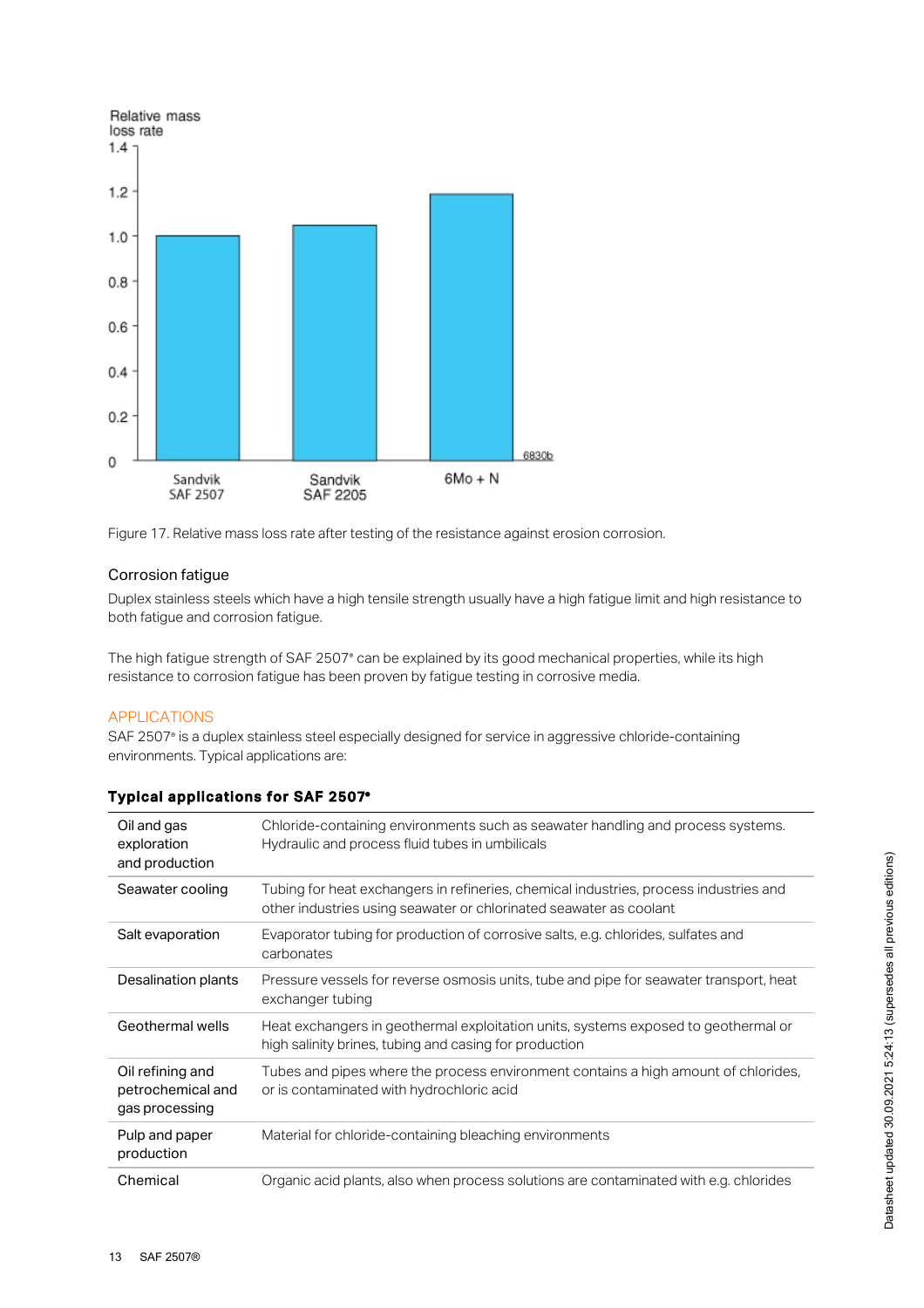Figure 17. Relative mass loss rate after testing of the resistance against erosion corrosion.

### Corrosion fatigue

Duplex stainless steels which have a high tensile strength usually have a high fatigue limit and high resistance to both fatigue and corrosion fatigue.

The high fatigue strength of SAF 2507® can be explained by its good mechanical properties, while its high resistance to corrosion fatigue has been proven by fatigue testing in corrosive media.

## APPLICATIONS

SAF 2507® is a duplex stainless steel especially designed for service in aggressive chloride-containing environments. Typical applications are:

**Typical applications for SAF 2507®**

| | |
|---|---|
| Oil and gas exploration and production | Chloride-containing environments such as seawater handling and process systems. Hydraulic and process fluid tubes in umbilicals |
| Seawater cooling | Tubing for heat exchangers in refineries, chemical industries, process industries and other industries using seawater or chlorinated seawater as coolant |
| Salt evaporation | Evaporator tubing for production of corrosive salts, e.g. chlorides, sulfates and carbonates |
| Desalination plants | Pressure vessels for reverse osmosis units, tube and pipe for seawater transport, heat exchanger tubing |
| Geothermal wells | Heat exchangers in geothermal exploitation units, systems exposed to geothermal or high salinity brines, tubing and casing for production |
| Oil refining and petrochemical and gas processing | Tubes and pipes where the process environment contains a high amount of chlorides, or is contaminated with hydrochloric acid |
| Pulp and paper production | Material for chloride-containing bleaching environments |
| Chemical | Organic acid plants, also when process solutions are contaminated with e.g. chlorides |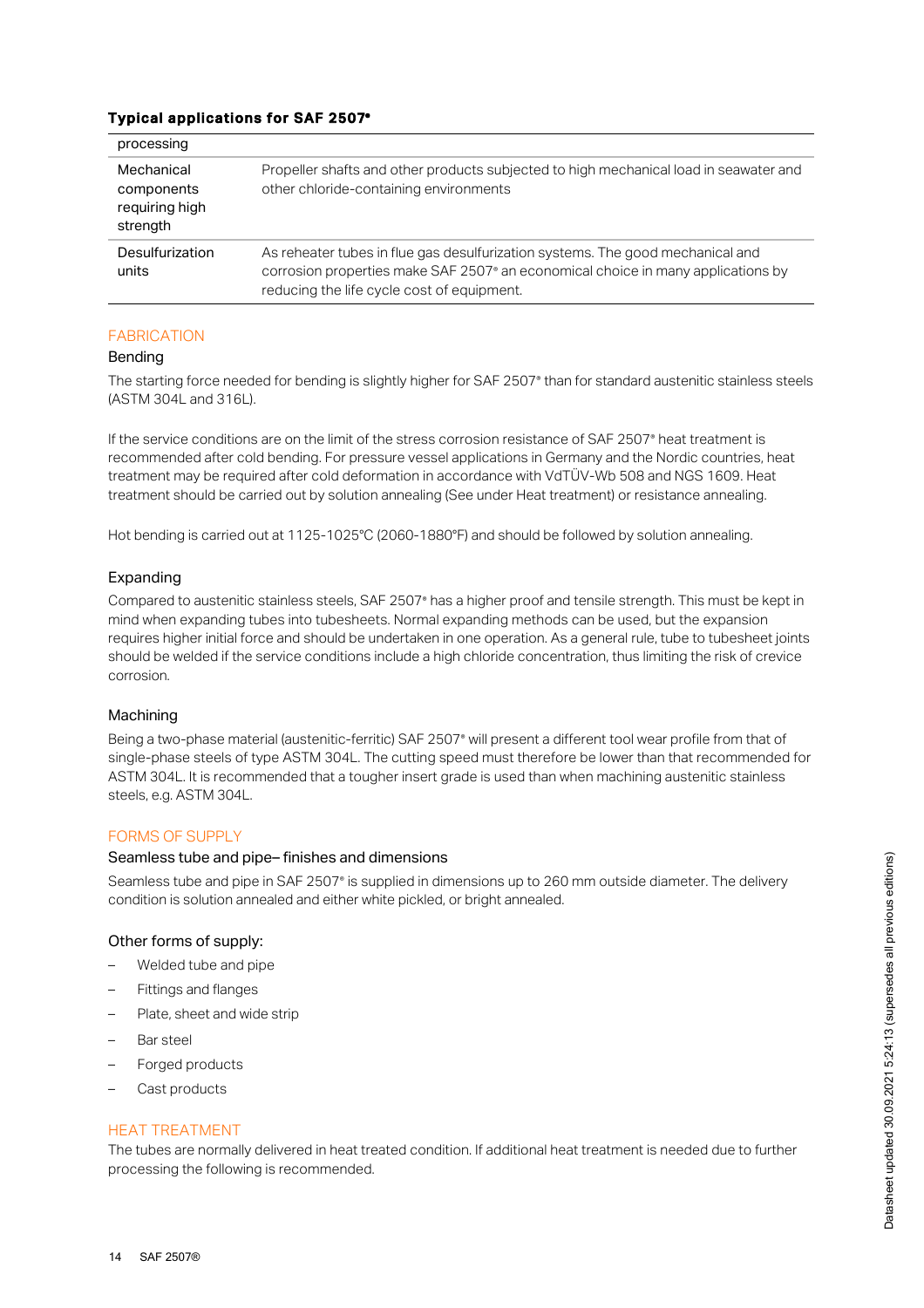### Typical applications for SAF 2507®

| | |
|---|---|
| processing | |
| Mechanical components requiring high strength | Propeller shafts and other products subjected to high mechanical load in seawater and other chloride-containing environments |
| Desulfurization units | As reheater tubes in flue gas desulfurization systems. The good mechanical and corrosion properties make SAF 2507® an economical choice in many applications by reducing the life cycle cost of equipment. |

## FABRICATION

### Bending

The starting force needed for bending is slightly higher for SAF 2507® than for standard austenitic stainless steels (ASTM 304L and 316L).

If the service conditions are on the limit of the stress corrosion resistance of SAF 2507® heat treatment is recommended after cold bending. For pressure vessel applications in Germany and the Nordic countries, heat treatment may be required after cold deformation in accordance with VdTÜV-Wb 508 and NGS 1609. Heat treatment should be carried out by solution annealing (See under Heat treatment) or resistance annealing.

Hot bending is carried out at 1125-1025°C (2060-1880°F) and should be followed by solution annealing.

### Expanding

Compared to austenitic stainless steels, SAF 2507® has a higher proof and tensile strength. This must be kept in mind when expanding tubes into tubesheets. Normal expanding methods can be used, but the expansion requires higher initial force and should be undertaken in one operation. As a general rule, tube to tubesheet joints should be welded if the service conditions include a high chloride concentration, thus limiting the risk of crevice corrosion.

### Machining

Being a two-phase material (austenitic-ferritic) SAF 2507® will present a different tool wear profile from that of single-phase steels of type ASTM 304L. The cutting speed must therefore be lower than that recommended for ASTM 304L. It is recommended that a tougher insert grade is used than when machining austenitic stainless steels, e.g. ASTM 304L.

## FORMS OF SUPPLY

### Seamless tube and pipe– finishes and dimensions

Seamless tube and pipe in SAF 2507® is supplied in dimensions up to 260 mm outside diameter. The delivery condition is solution annealed and either white pickled, or bright annealed.

### Other forms of supply:

- Welded tube and pipe
- Fittings and flanges
- Plate, sheet and wide strip
- Bar steel
- Forged products
- Cast products

## HEAT TREATMENT

The tubes are normally delivered in heat treated condition. If additional heat treatment is needed due to further processing the following is recommended.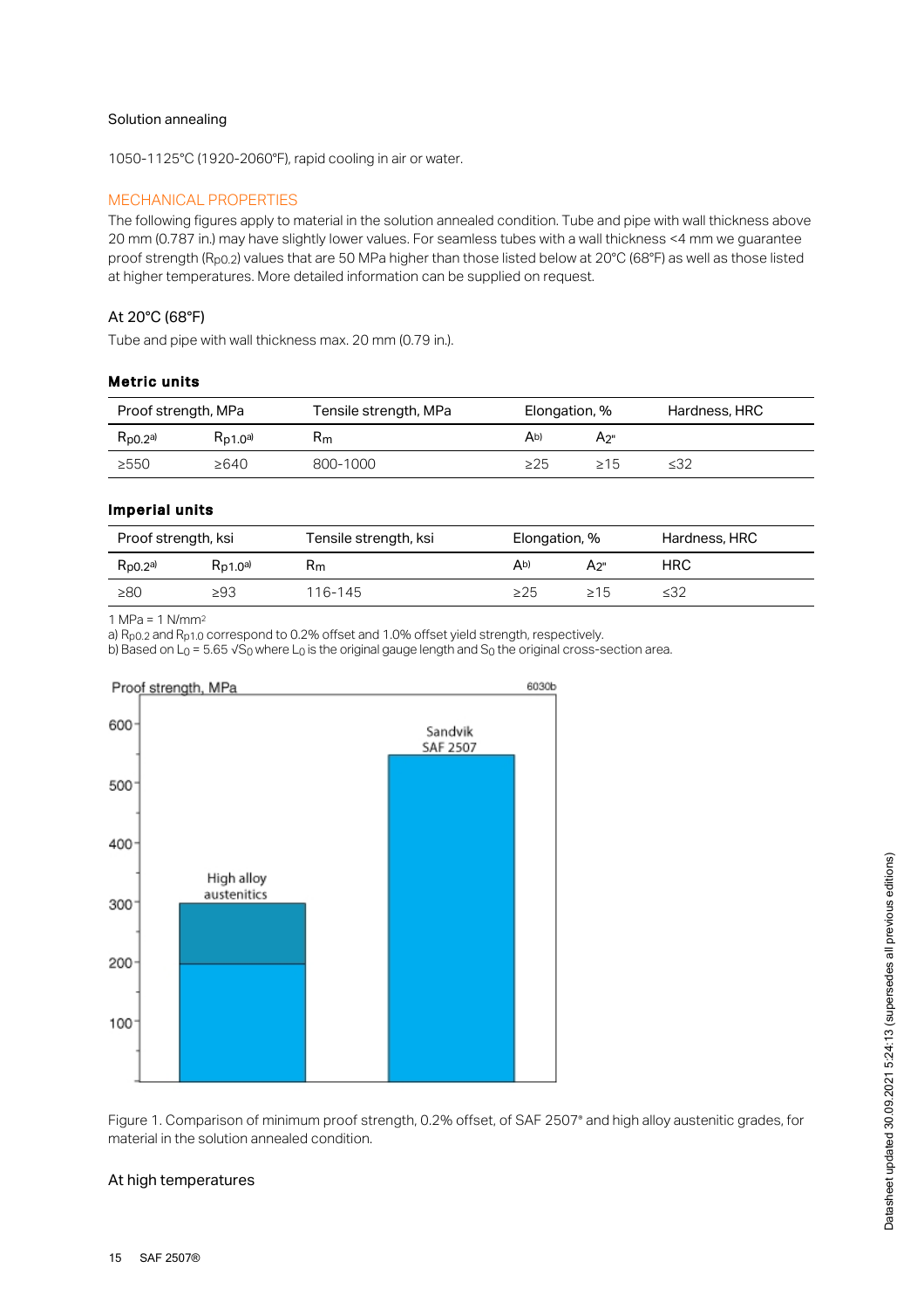Solution annealing

1050-1125°C (1920-2060°F), rapid cooling in air or water.

## MECHANICAL PROPERTIES

The following figures apply to material in the solution annealed condition. Tube and pipe with wall thickness above 20 mm (0.787 in.) may have slightly lower values. For seamless tubes with a wall thickness <4 mm we guarantee proof strength ($R_{p0.2}$) values that are 50 MPa higher than those listed below at 20°C (68°F) as well as those listed at higher temperatures. More detailed information can be supplied on request.

### At 20°C (68°F)

Tube and pipe with wall thickness max. 20 mm (0.79 in.).

**Metric units**

| Proof strength, MPa | | Tensile strength, MPa | Elongation, % | | Hardness, HRC |
|---|---|---|---|---|---|
| $R_{p0.2}$ a) | $R_{p1.0}$ a) | $R_m$ | A b) | $A_{2"}$ | |
| ≥550 | ≥640 | 800-1000 | ≥25 | ≥15 | ≤32 |

**Imperial units**

| Proof strength, ksi | | Tensile strength, ksi | Elongation, % | | Hardness, HRC |
|---|---|---|---|---|---|
| $R_{p0.2}$ a) | $R_{p1.0}$ a) | $R_m$ | A b) | $A_{2"}$ | HRC |
| ≥80 | ≥93 | 116-145 | ≥25 | ≥15 | ≤32 |

1 MPa = 1 N/mm$^2$

a) $R_{p0.2}$ and $R_{p1.0}$ correspond to 0.2% offset and 1.0% offset yield strength, respectively.

b) Based on $L_0 = 5.65 \sqrt{S_0}$ where $L_0$ is the original gauge length and $S_0$ the original cross-section area.

Figure 1. Comparison of minimum proof strength, 0.2% offset, of SAF 2507® and high alloy austenitic grades, for material in the solution annealed condition.

### At high temperatures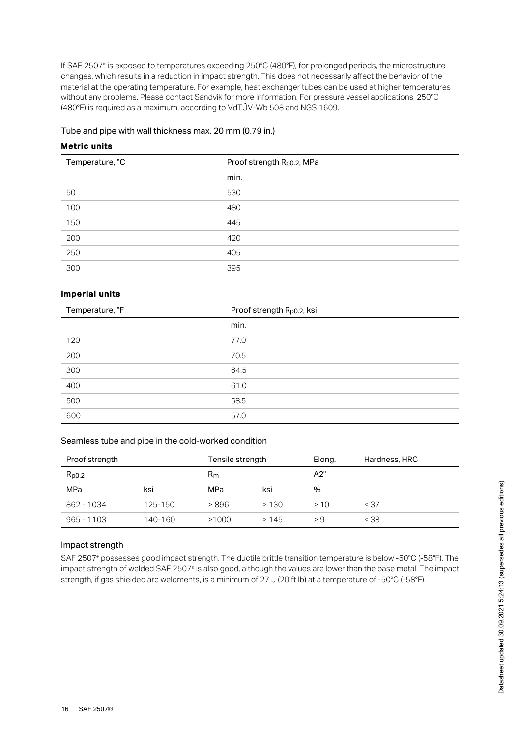If SAF 2507® is exposed to temperatures exceeding 250°C (480°F), for prolonged periods, the microstructure changes, which results in a reduction in impact strength. This does not necessarily affect the behavior of the material at the operating temperature. For example, heat exchanger tubes can be used at higher temperatures without any problems. Please contact Sandvik for more information. For pressure vessel applications, 250°C (480°F) is required as a maximum, according to VdTÜV-Wb 508 and NGS 1609.

Tube and pipe with wall thickness max. 20 mm (0.79 in.)

**Metric units**

| Temperature, °C | Proof strength $R_{p0.2}$, MPa |
|---|---|
| | min. |
| 50 | 530 |
| 100 | 480 |
| 150 | 445 |
| 200 | 420 |
| 250 | 405 |
| 300 | 395 |

**Imperial units**

| Temperature, °F | Proof strength $R_{p0.2}$, ksi |
|---|---|
| | min. |
| 120 | 77.0 |
| 200 | 70.5 |
| 300 | 64.5 |
| 400 | 61.0 |
| 500 | 58.5 |
| 600 | 57.0 |

Seamless tube and pipe in the cold-worked condition

| Proof strength | | Tensile strength | | Elong. | Hardness, HRC |
|---|---|---|---|---|---|
| $R_{p0.2}$ | | $R_m$ | | A2" | |
| MPa | ksi | MPa | ksi | % | |
| 862 - 1034 | 125-150 | ≥ 896 | ≥ 130 | ≥ 10 | ≤ 37 |
| 965 - 1103 | 140-160 | ≥1000 | ≥ 145 | ≥ 9 | ≤ 38 |

## Impact strength

SAF 2507® possesses good impact strength. The ductile brittle transition temperature is below -50°C (-58°F). The impact strength of welded SAF 2507® is also good, although the values are lower than the base metal. The impact strength, if gas shielded arc weldments, is a minimum of 27 J (20 ft lb) at a temperature of -50°C (-58°F).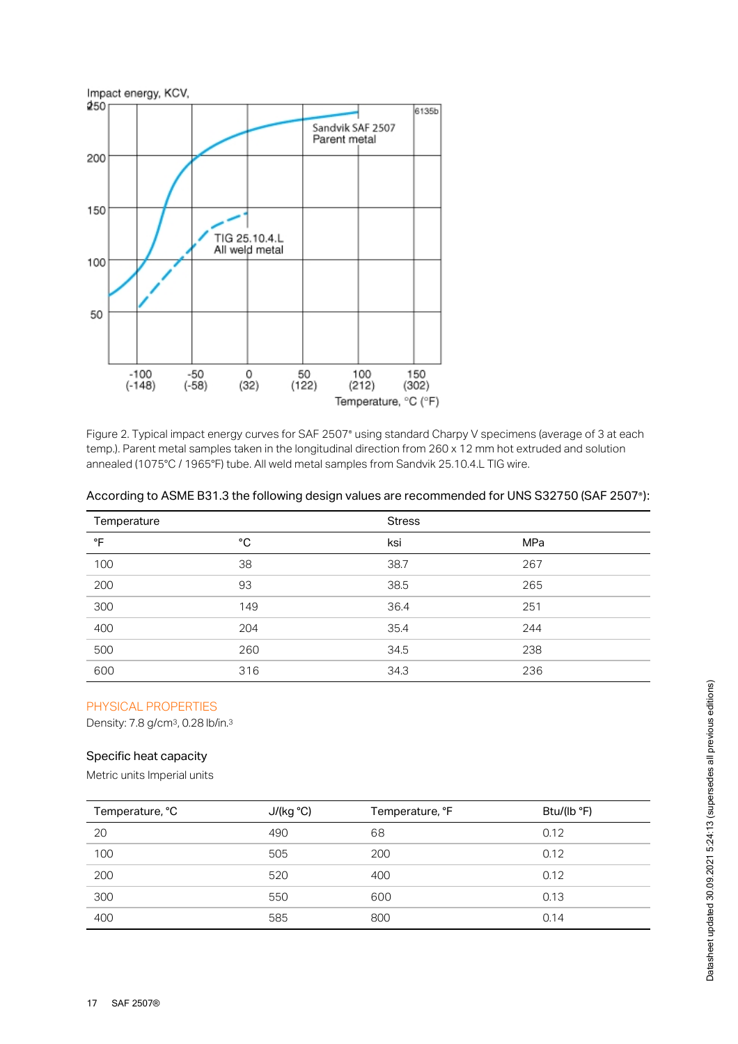Figure 2. Typical impact energy curves for SAF 2507® using standard Charpy V specimens (average of 3 at each temp.). Parent metal samples taken in the longitudinal direction from 260 x 12 mm hot extruded and solution annealed (1075°C / 1965°F) tube. All weld metal samples from Sandvik 25.10.4.L TIG wire.

According to ASME B31.3 the following design values are recommended for UNS S32750 (SAF 2507®):

| Temperature | | Stress | |
|---|---|---|---|
| °F | °C | ksi | MPa |
| 100 | 38 | 38.7 | 267 |
| 200 | 93 | 38.5 | 265 |
| 300 | 149 | 36.4 | 251 |
| 400 | 204 | 35.4 | 244 |
| 500 | 260 | 34.5 | 238 |
| 600 | 316 | 34.3 | 236 |

## PHYSICAL PROPERTIES

Density: 7.8 g/cm³, 0.28 lb/in.³

### Specific heat capacity

Metric units Imperial units

| Temperature, °C | J/(kg °C) | Temperature, °F | Btu/(lb °F) |
|---|---|---|---|
| 20 | 490 | 68 | 0.12 |
| 100 | 505 | 200 | 0.12 |
| 200 | 520 | 400 | 0.12 |
| 300 | 550 | 600 | 0.13 |
| 400 | 585 | 800 | 0.14 |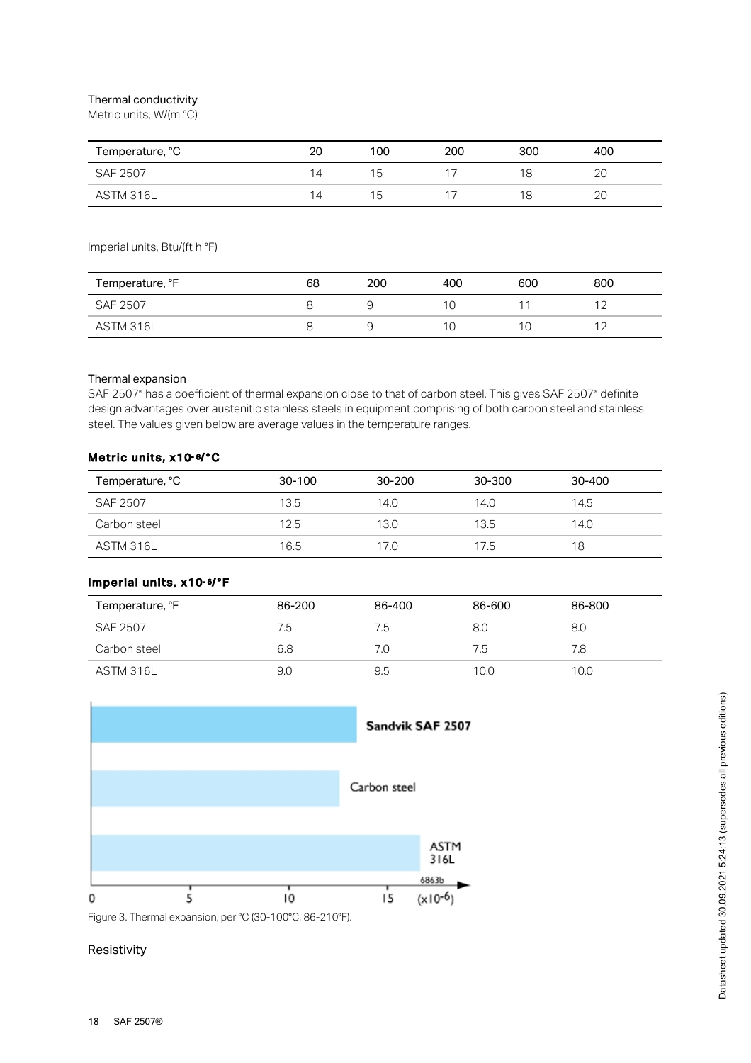Thermal conductivity

Metric units, W/(m °C)

| Temperature, °C | 20 | 100 | 200 | 300 | 400 |
| --- | --- | --- | --- | --- | --- |
| SAF 2507 | 14 | 15 | 17 | 18 | 20 |
| ASTM 316L | 14 | 15 | 17 | 18 | 20 |

Imperial units, Btu/(ft h °F)

| Temperature, °F | 68 | 200 | 400 | 600 | 800 |
| --- | --- | --- | --- | --- | --- |
| SAF 2507 | 8 | 9 | 10 | 11 | 12 |
| ASTM 316L | 8 | 9 | 10 | 10 | 12 |

Thermal expansion

SAF 2507® has a coefficient of thermal expansion close to that of carbon steel. This gives SAF 2507® definite design advantages over austenitic stainless steels in equipment comprising of both carbon steel and stainless steel. The values given below are average values in the temperature ranges.

**Metric units, x10-6/°C**

| Temperature, °C | 30-100 | 30-200 | 30-300 | 30-400 |
| --- | --- | --- | --- | --- |
| SAF 2507 | 13.5 | 14.0 | 14.0 | 14.5 |
| Carbon steel | 12.5 | 13.0 | 13.5 | 14.0 |
| ASTM 316L | 16.5 | 17.0 | 17.5 | 18 |

**Imperial units, x10-6/°F**

| Temperature, °F | 86-200 | 86-400 | 86-600 | 86-800 |
| --- | --- | --- | --- | --- |
| SAF 2507 | 7.5 | 7.5 | 8.0 | 8.0 |
| Carbon steel | 6.8 | 7.0 | 7.5 | 7.8 |
| ASTM 316L | 9.0 | 9.5 | 10.0 | 10.0 |

Figure 3. Thermal expansion, per °C (30-100°C, 86-210°F).

Resistivity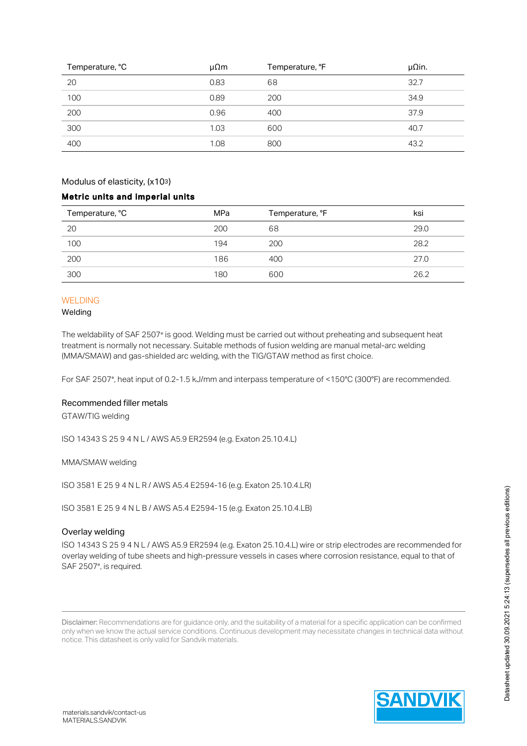| Temperature, °C | μΩm | Temperature, °F | μΩin. |
|---|---|---|---|
| 20 | 0.83 | 68 | 32.7 |
| 100 | 0.89 | 200 | 34.9 |
| 200 | 0.96 | 400 | 37.9 |
| 300 | 1.03 | 600 | 40.7 |
| 400 | 1.08 | 800 | 43.2 |

Modulus of elasticity, ($x10^3$)

**Metric units and Imperial units**

| Temperature, °C | MPa | Temperature, °F | ksi |
|---|---|---|---|
| 20 | 200 | 68 | 29.0 |
| 100 | 194 | 200 | 28.2 |
| 200 | 186 | 400 | 27.0 |
| 300 | 180 | 600 | 26.2 |

## WELDING

### Welding

The weldability of SAF 2507® is good. Welding must be carried out without preheating and subsequent heat treatment is normally not necessary. Suitable methods of fusion welding are manual metal-arc welding (MMA/SMAW) and gas-shielded arc welding, with the TIG/GTAW method as first choice.

For SAF 2507®, heat input of 0.2-1.5 kJ/mm and interpass temperature of <150°C (300°F) are recommended.

### Recommended filler metals

GTAW/TIG welding

ISO 14343 S 25 9 4 N L / AWS A5.9 ER2594 (e.g. Exaton 25.10.4.L)

MMA/SMAW welding

ISO 3581 E 25 9 4 N L R / AWS A5.4 E2594-16 (e.g. Exaton 25.10.4.LR)

ISO 3581 E 25 9 4 N L B / AWS A5.4 E2594-15 (e.g. Exaton 25.10.4.LB)

### Overlay welding

ISO 14343 S 25 9 4 N L / AWS A5.9 ER2594 (e.g. Exaton 25.10.4.L) wire or strip electrodes are recommended for overlay welding of tube sheets and high-pressure vessels in cases where corrosion resistance, equal to that of SAF 2507®, is required.

Disclaimer: Recommendations are for guidance only, and the suitability of a material for a specific application can be confirmed only when we know the actual service conditions. Continuous development may necessitate changes in technical data without notice. This datasheet is only valid for Sandvik materials.

materials.sandvik/contact-us
MATERIALS.SANDVIK

Datasheet updated 30.09.2021 5:24:13 (supersedes all previous editions)